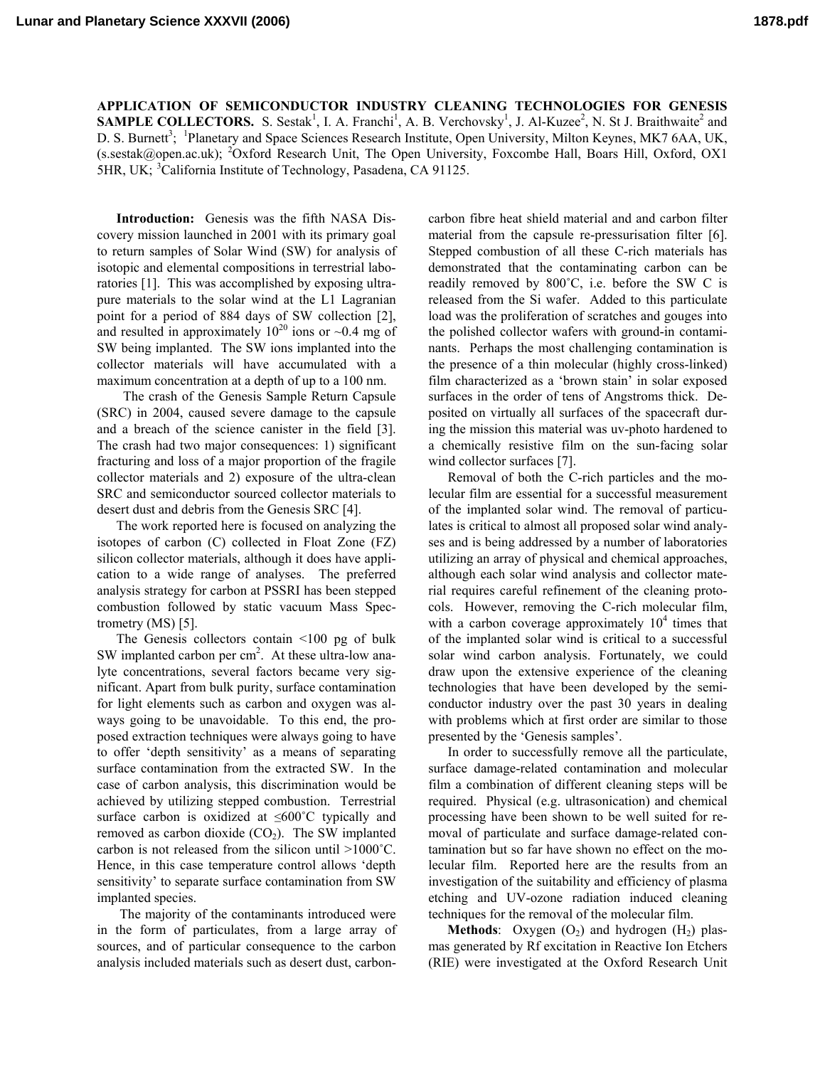# APPLICATION OF SEMICONDUCTOR INDUSTRY CLEANING TECHNOLOGIES FOR GENESIS SAMPLE COLLECTORS.

S. Sestak[1], I. A. Franchi[1], A. B. Verchovsky[1], J. Al-Kuzee[2], N. St J. Braithwaite[2] and D. S. Burnett[3]; [1]Planetary and Space Sciences Research Institute, Open University, Milton Keynes, MK7 6AA, UK, (s.sestak@open.ac.uk); [2]Oxford Research Unit, The Open University, Foxcombe Hall, Boars Hill, Oxford, OX1 5HR, UK; [3]California Institute of Technology, Pasadena, CA 91125.

**Introduction:** Genesis was the fifth NASA Discovery mission launched in 2001 with its primary goal to return samples of Solar Wind (SW) for analysis of isotopic and elemental compositions in terrestrial laboratories [1]. This was accomplished by exposing ultra-pure materials to the solar wind at the L1 Lagranian point for a period of 884 days of SW collection [2], and resulted in approximately $10^{20}$ ions or ~0.4 mg of SW being implanted. The SW ions implanted into the collector materials will have accumulated with a maximum concentration at a depth of up to a 100 nm.

The crash of the Genesis Sample Return Capsule (SRC) in 2004, caused severe damage to the capsule and a breach of the science canister in the field [3]. The crash had two major consequences: 1) significant fracturing and loss of a major proportion of the fragile collector materials and 2) exposure of the ultra-clean SRC and semiconductor sourced collector materials to desert dust and debris from the Genesis SRC [4].

The work reported here is focused on analyzing the isotopes of carbon (C) collected in Float Zone (FZ) silicon collector materials, although it does have application to a wide range of analyses. The preferred analysis strategy for carbon at PSSRI has been stepped combustion followed by static vacuum Mass Spectrometry (MS) [5].

The Genesis collectors contain <100 pg of bulk SW implanted carbon per cm$^2$. At these ultra-low analyte concentrations, several factors became very significant. Apart from bulk purity, surface contamination for light elements such as carbon and oxygen was always going to be unavoidable. To this end, the proposed extraction techniques were always going to have to offer 'depth sensitivity' as a means of separating surface contamination from the extracted SW. In the case of carbon analysis, this discrimination would be achieved by utilizing stepped combustion. Terrestrial surface carbon is oxidized at ≤600˚C typically and removed as carbon dioxide ($CO_2$). The SW implanted carbon is not released from the silicon until >1000˚C. Hence, in this case temperature control allows 'depth sensitivity' to separate surface contamination from SW implanted species.

The majority of the contaminants introduced were in the form of particulates, from a large array of sources, and of particular consequence to the carbon analysis included materials such as desert dust, carbon-fibre heat shield material and and carbon filter material from the capsule re-pressurisation filter [6]. Stepped combustion of all these C-rich materials has demonstrated that the contaminating carbon can be readily removed by 800˚C, i.e. before the SW C is released from the Si wafer. Added to this particulate load was the proliferation of scratches and gouges into the polished collector wafers with ground-in contaminants. Perhaps the most challenging contamination is the presence of a thin molecular (highly cross-linked) film characterized as a 'brown stain' in solar exposed surfaces in the order of tens of Angstroms thick. Deposited on virtually all surfaces of the spacecraft during the mission this material was uv-photo hardened to a chemically resistive film on the sun-facing solar wind collector surfaces [7].

Removal of both the C-rich particles and the molecular film are essential for a successful measurement of the implanted solar wind. The removal of particulates is critical to almost all proposed solar wind analyses and is being addressed by a number of laboratories utilizing an array of physical and chemical approaches, although each solar wind analysis and collector material requires careful refinement of the cleaning protocols. However, removing the C-rich molecular film, with a carbon coverage approximately $10^4$ times that of the implanted solar wind is critical to a successful solar wind carbon analysis. Fortunately, we could draw upon the extensive experience of the cleaning technologies that have been developed by the semiconductor industry over the past 30 years in dealing with problems which at first order are similar to those presented by the 'Genesis samples'.

In order to successfully remove all the particulate, surface damage-related contamination and molecular film a combination of different cleaning steps will be required. Physical (e.g. ultrasonication) and chemical processing have been shown to be well suited for removal of particulate and surface damage-related contamination but so far have shown no effect on the molecular film. Reported here are the results from an investigation of the suitability and efficiency of plasma etching and UV-ozone radiation induced cleaning techniques for the removal of the molecular film.

**Methods**: Oxygen ($O_2$) and hydrogen ($H_2$) plasmas generated by Rf excitation in Reactive Ion Etchers (RIE) were investigated at the Oxford Research Unit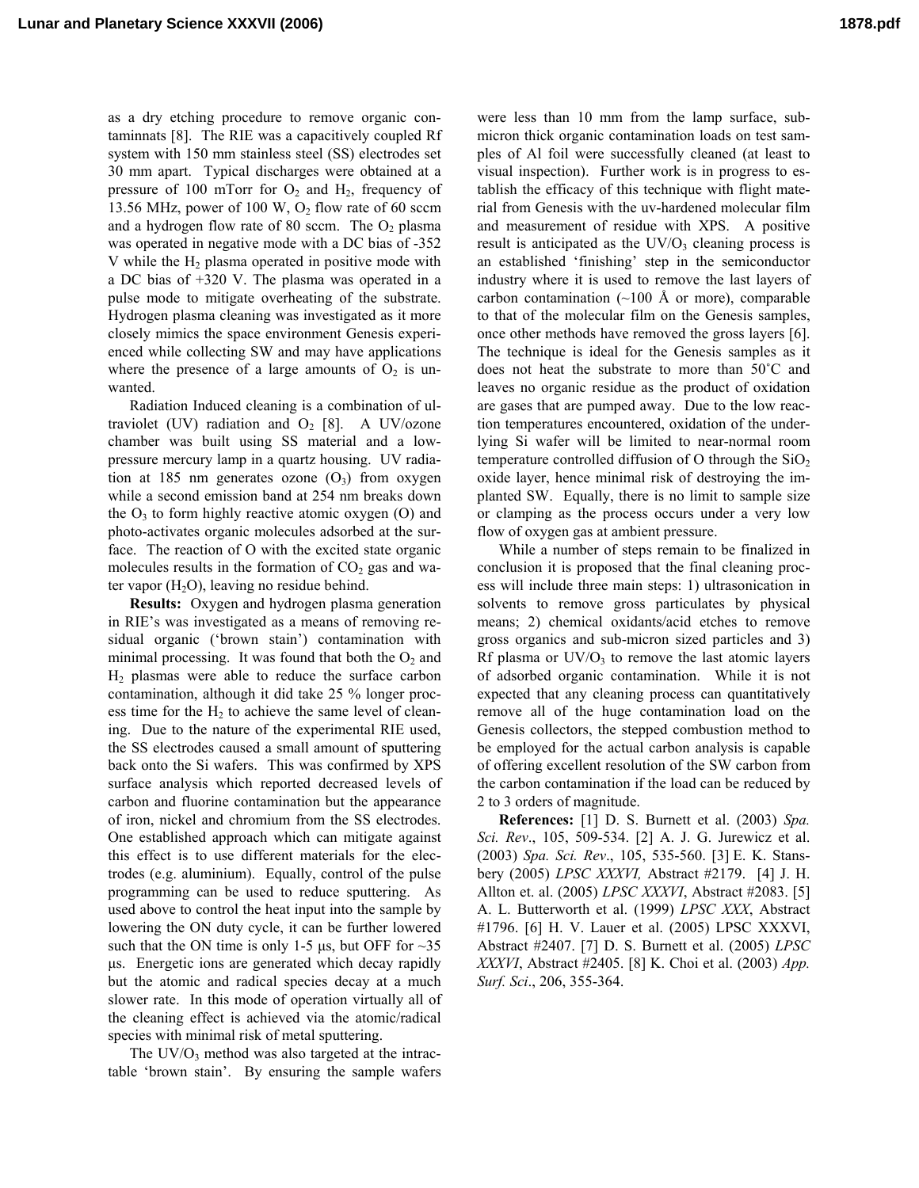as a dry etching procedure to remove organic contaminnats [8]. The RIE was a capacitively coupled Rf system with 150 mm stainless steel (SS) electrodes set 30 mm apart. Typical discharges were obtained at a pressure of 100 mTorr for $O_2$ and $H_2$, frequency of 13.56 MHz, power of 100 W, $O_2$ flow rate of 60 sccm and a hydrogen flow rate of 80 sccm. The $O_2$ plasma was operated in negative mode with a DC bias of -352 V while the $H_2$ plasma operated in positive mode with a DC bias of +320 V. The plasma was operated in a pulse mode to mitigate overheating of the substrate. Hydrogen plasma cleaning was investigated as it more closely mimics the space environment Genesis experienced while collecting SW and may have applications where the presence of a large amounts of $O_2$ is unwanted.

Radiation Induced cleaning is a combination of ultraviolet (UV) radiation and $O_2$ [8]. A UV/ozone chamber was built using SS material and a low-pressure mercury lamp in a quartz housing. UV radiation at 185 nm generates ozone ($O_3$) from oxygen while a second emission band at 254 nm breaks down the $O_3$ to form highly reactive atomic oxygen (O) and photo-activates organic molecules adsorbed at the surface. The reaction of O with the excited state organic molecules results in the formation of $CO_2$ gas and water vapor ($H_2O$), leaving no residue behind.

**Results:** Oxygen and hydrogen plasma generation in RIE's was investigated as a means of removing residual organic ('brown stain') contamination with minimal processing. It was found that both the $O_2$ and $H_2$ plasmas were able to reduce the surface carbon contamination, although it did take 25 % longer process time for the $H_2$ to achieve the same level of cleaning. Due to the nature of the experimental RIE used, the SS electrodes caused a small amount of sputtering back onto the Si wafers. This was confirmed by XPS surface analysis which reported decreased levels of carbon and fluorine contamination but the appearance of iron, nickel and chromium from the SS electrodes. One established approach which can mitigate against this effect is to use different materials for the electrodes (e.g. aluminium). Equally, control of the pulse programming can be used to reduce sputtering. As used above to control the heat input into the sample by lowering the ON duty cycle, it can be further lowered such that the ON time is only 1-5 μs, but OFF for ~35 μs. Energetic ions are generated which decay rapidly but the atomic and radical species decay at a much slower rate. In this mode of operation virtually all of the cleaning effect is achieved via the atomic/radical species with minimal risk of metal sputtering.

The UV/$O_3$ method was also targeted at the intractable 'brown stain'. By ensuring the sample wafers were less than 10 mm from the lamp surface, submicron thick organic contamination loads on test samples of Al foil were successfully cleaned (at least to visual inspection). Further work is in progress to establish the efficacy of this technique with flight material from Genesis with the uv-hardened molecular film and measurement of residue with XPS. A positive result is anticipated as the UV/$O_3$ cleaning process is an established 'finishing' step in the semiconductor industry where it is used to remove the last layers of carbon contamination (~100 Å or more), comparable to that of the molecular film on the Genesis samples, once other methods have removed the gross layers [6]. The technique is ideal for the Genesis samples as it does not heat the substrate to more than 50˚C and leaves no organic residue as the product of oxidation are gases that are pumped away. Due to the low reaction temperatures encountered, oxidation of the underlying Si wafer will be limited to near-normal room temperature controlled diffusion of O through the $SiO_2$ oxide layer, hence minimal risk of destroying the implanted SW. Equally, there is no limit to sample size or clamping as the process occurs under a very low flow of oxygen gas at ambient pressure.

While a number of steps remain to be finalized in conclusion it is proposed that the final cleaning process will include three main steps: 1) ultrasonication in solvents to remove gross particulates by physical means; 2) chemical oxidants/acid etches to remove gross organics and sub-micron sized particles and 3) Rf plasma or UV/$O_3$ to remove the last atomic layers of adsorbed organic contamination. While it is not expected that any cleaning process can quantitatively remove all of the huge contamination load on the Genesis collectors, the stepped combustion method to be employed for the actual carbon analysis is capable of offering excellent resolution of the SW carbon from the carbon contamination if the load can be reduced by 2 to 3 orders of magnitude.

**References:** [1] D. S. Burnett et al. (2003) *Spa. Sci. Rev*., 105, 509-534. [2] A. J. G. Jurewicz et al. (2003) *Spa. Sci. Rev*., 105, 535-560. [3] E. K. Stansbery (2005) *LPSC XXXVI,* Abstract #2179. [4] J. H. Allton et. al. (2005) *LPSC XXXVI*, Abstract #2083. [5] A. L. Butterworth et al. (1999) *LPSC XXX*, Abstract #1796. [6] H. V. Lauer et al. (2005) LPSC XXXVI, Abstract #2407. [7] D. S. Burnett et al. (2005) *LPSC XXXVI*, Abstract #2405. [8] K. Choi et al. (2003) *App. Surf. Sci*., 206, 355-364.